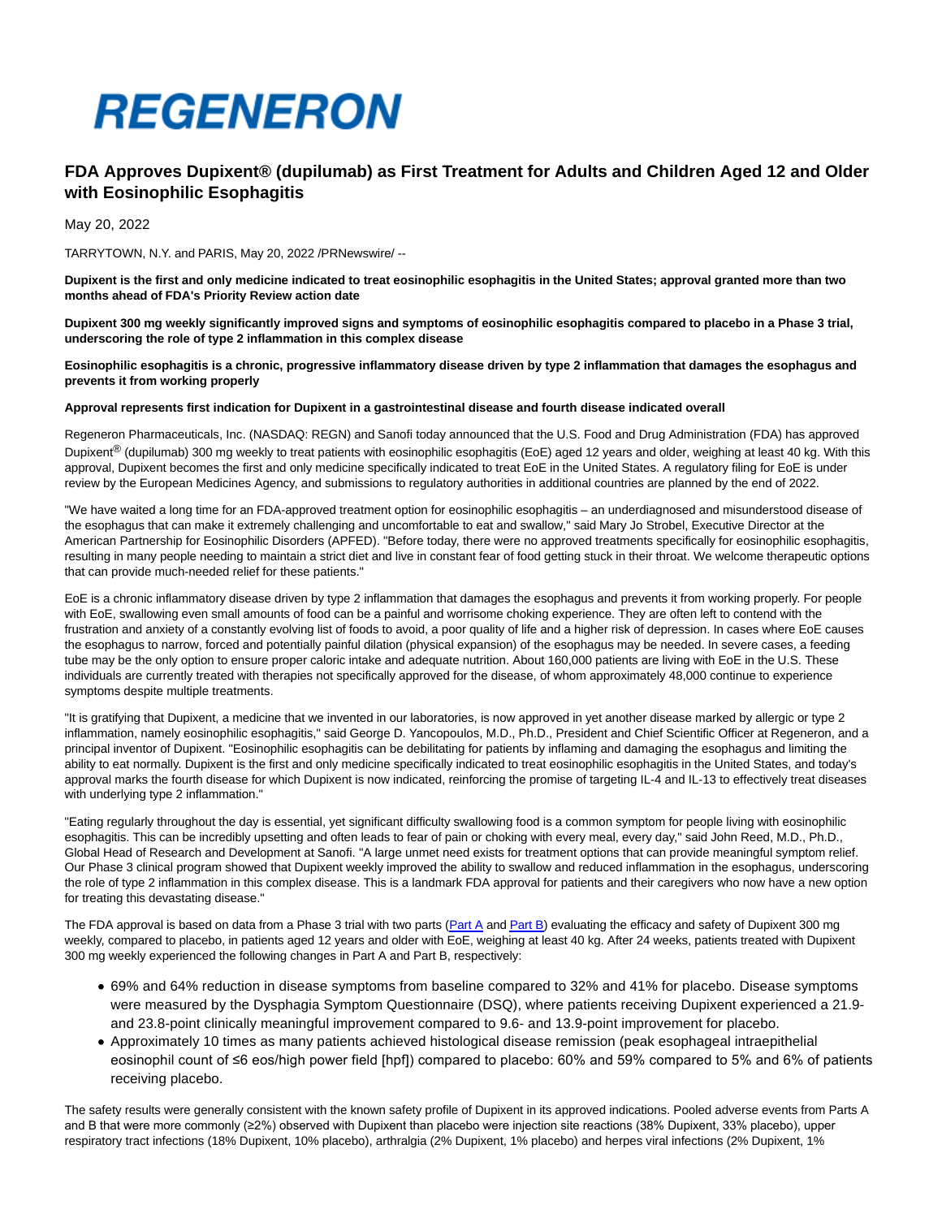# REGENERON

## FDA Approves Dupixent® (dupilumab) as First Treatment for Adults and Children Aged 12 and Older with Eosinophilic Esophagitis

May 20, 2022

TARRYTOWN, N.Y. and PARIS, May 20, 2022 /PRNewswire/ --

**Dupixent is the first and only medicine indicated to treat eosinophilic esophagitis in the United States; approval granted more than two months ahead of FDA's Priority Review action date**

**Dupixent 300 mg weekly significantly improved signs and symptoms of eosinophilic esophagitis compared to placebo in a Phase 3 trial, underscoring the role of type 2 inflammation in this complex disease**

**Eosinophilic esophagitis is a chronic, progressive inflammatory disease driven by type 2 inflammation that damages the esophagus and prevents it from working properly**

**Approval represents first indication for Dupixent in a gastrointestinal disease and fourth disease indicated overall**

Regeneron Pharmaceuticals, Inc. (NASDAQ: REGN) and Sanofi today announced that the U.S. Food and Drug Administration (FDA) has approved Dupixent® (dupilumab) 300 mg weekly to treat patients with eosinophilic esophagitis (EoE) aged 12 years and older, weighing at least 40 kg. With this approval, Dupixent becomes the first and only medicine specifically indicated to treat EoE in the United States. A regulatory filing for EoE is under review by the European Medicines Agency, and submissions to regulatory authorities in additional countries are planned by the end of 2022.

"We have waited a long time for an FDA-approved treatment option for eosinophilic esophagitis – an underdiagnosed and misunderstood disease of the esophagus that can make it extremely challenging and uncomfortable to eat and swallow," said Mary Jo Strobel, Executive Director at the American Partnership for Eosinophilic Disorders (APFED). "Before today, there were no approved treatments specifically for eosinophilic esophagitis, resulting in many people needing to maintain a strict diet and live in constant fear of food getting stuck in their throat. We welcome therapeutic options that can provide much-needed relief for these patients."

EoE is a chronic inflammatory disease driven by type 2 inflammation that damages the esophagus and prevents it from working properly. For people with EoE, swallowing even small amounts of food can be a painful and worrisome choking experience. They are often left to contend with the frustration and anxiety of a constantly evolving list of foods to avoid, a poor quality of life and a higher risk of depression. In cases where EoE causes the esophagus to narrow, forced and potentially painful dilation (physical expansion) of the esophagus may be needed. In severe cases, a feeding tube may be the only option to ensure proper caloric intake and adequate nutrition. About 160,000 patients are living with EoE in the U.S. These individuals are currently treated with therapies not specifically approved for the disease, of whom approximately 48,000 continue to experience symptoms despite multiple treatments.

"It is gratifying that Dupixent, a medicine that we invented in our laboratories, is now approved in yet another disease marked by allergic or type 2 inflammation, namely eosinophilic esophagitis," said George D. Yancopoulos, M.D., Ph.D., President and Chief Scientific Officer at Regeneron, and a principal inventor of Dupixent. "Eosinophilic esophagitis can be debilitating for patients by inflaming and damaging the esophagus and limiting the ability to eat normally. Dupixent is the first and only medicine specifically indicated to treat eosinophilic esophagitis in the United States, and today's approval marks the fourth disease for which Dupixent is now indicated, reinforcing the promise of targeting IL-4 and IL-13 to effectively treat diseases with underlying type 2 inflammation."

"Eating regularly throughout the day is essential, yet significant difficulty swallowing food is a common symptom for people living with eosinophilic esophagitis. This can be incredibly upsetting and often leads to fear of pain or choking with every meal, every day," said John Reed, M.D., Ph.D., Global Head of Research and Development at Sanofi. "A large unmet need exists for treatment options that can provide meaningful symptom relief. Our Phase 3 clinical program showed that Dupixent weekly improved the ability to swallow and reduced inflammation in the esophagus, underscoring the role of type 2 inflammation in this complex disease. This is a landmark FDA approval for patients and their caregivers who now have a new option for treating this devastating disease."

The FDA approval is based on data from a Phase 3 trial with two parts (Part A and Part B) evaluating the efficacy and safety of Dupixent 300 mg weekly, compared to placebo, in patients aged 12 years and older with EoE, weighing at least 40 kg. After 24 weeks, patients treated with Dupixent 300 mg weekly experienced the following changes in Part A and Part B, respectively:

- 69% and 64% reduction in disease symptoms from baseline compared to 32% and 41% for placebo. Disease symptoms were measured by the Dysphagia Symptom Questionnaire (DSQ), where patients receiving Dupixent experienced a 21.9- and 23.8-point clinically meaningful improvement compared to 9.6- and 13.9-point improvement for placebo.
- Approximately 10 times as many patients achieved histological disease remission (peak esophageal intraepithelial eosinophil count of ≤6 eos/high power field [hpf]) compared to placebo: 60% and 59% compared to 5% and 6% of patients receiving placebo.

The safety results were generally consistent with the known safety profile of Dupixent in its approved indications. Pooled adverse events from Parts A and B that were more commonly (≥2%) observed with Dupixent than placebo were injection site reactions (38% Dupixent, 33% placebo), upper respiratory tract infections (18% Dupixent, 10% placebo), arthralgia (2% Dupixent, 1% placebo) and herpes viral infections (2% Dupixent, 1%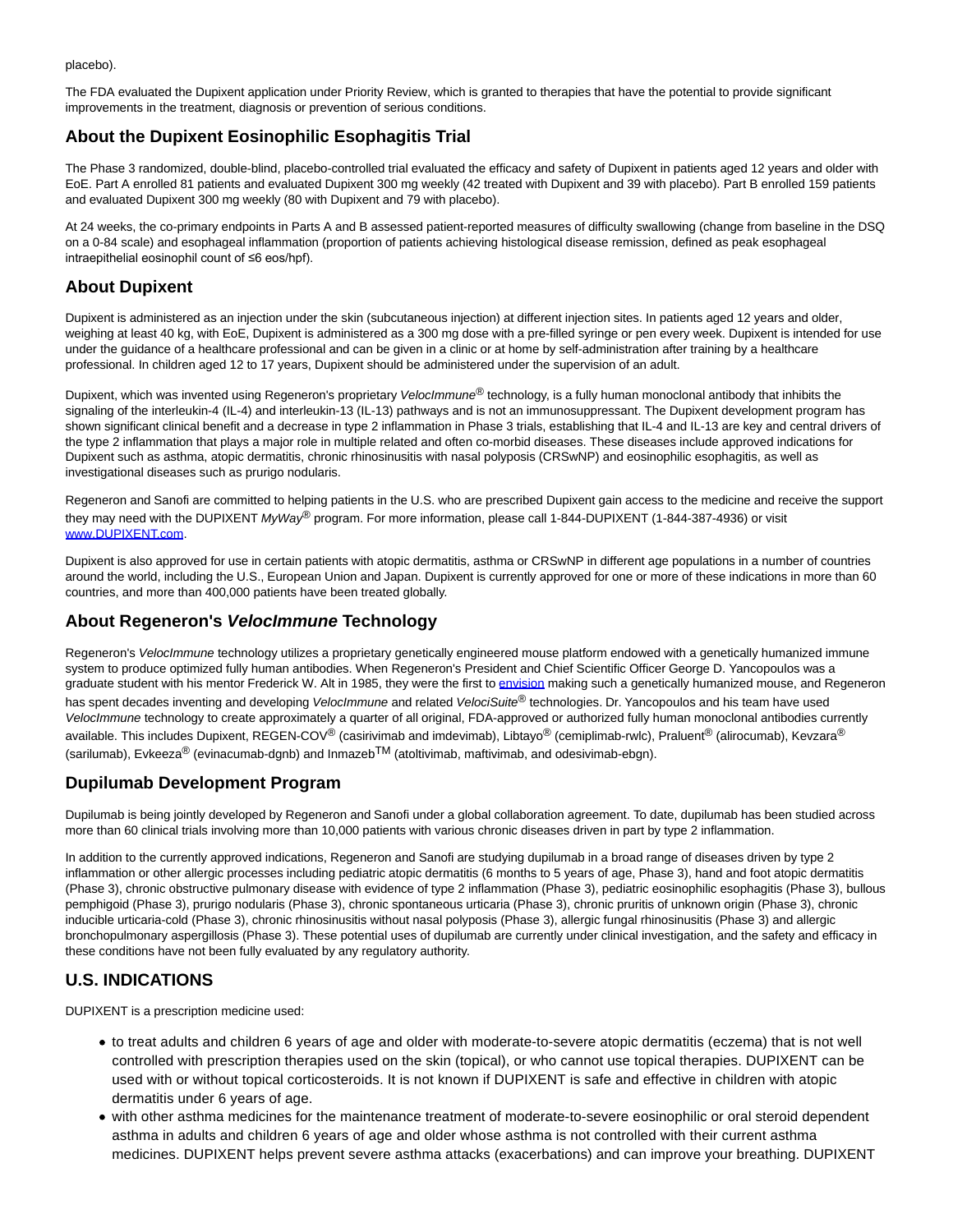placebo).

The FDA evaluated the Dupixent application under Priority Review, which is granted to therapies that have the potential to provide significant improvements in the treatment, diagnosis or prevention of serious conditions.

## About the Dupixent Eosinophilic Esophagitis Trial

The Phase 3 randomized, double-blind, placebo-controlled trial evaluated the efficacy and safety of Dupixent in patients aged 12 years and older with EoE. Part A enrolled 81 patients and evaluated Dupixent 300 mg weekly (42 treated with Dupixent and 39 with placebo). Part B enrolled 159 patients and evaluated Dupixent 300 mg weekly (80 with Dupixent and 79 with placebo).

At 24 weeks, the co-primary endpoints in Parts A and B assessed patient-reported measures of difficulty swallowing (change from baseline in the DSQ on a 0-84 scale) and esophageal inflammation (proportion of patients achieving histological disease remission, defined as peak esophageal intraepithelial eosinophil count of ≤6 eos/hpf).

## About Dupixent

Dupixent is administered as an injection under the skin (subcutaneous injection) at different injection sites. In patients aged 12 years and older, weighing at least 40 kg, with EoE, Dupixent is administered as a 300 mg dose with a pre-filled syringe or pen every week. Dupixent is intended for use under the guidance of a healthcare professional and can be given in a clinic or at home by self-administration after training by a healthcare professional. In children aged 12 to 17 years, Dupixent should be administered under the supervision of an adult.

Dupixent, which was invented using Regeneron's proprietary *VelocImmune*® technology, is a fully human monoclonal antibody that inhibits the signaling of the interleukin-4 (IL-4) and interleukin-13 (IL-13) pathways and is not an immunosuppressant. The Dupixent development program has shown significant clinical benefit and a decrease in type 2 inflammation in Phase 3 trials, establishing that IL-4 and IL-13 are key and central drivers of the type 2 inflammation that plays a major role in multiple related and often co-morbid diseases. These diseases include approved indications for Dupixent such as asthma, atopic dermatitis, chronic rhinosinusitis with nasal polyposis (CRSwNP) and eosinophilic esophagitis, as well as investigational diseases such as prurigo nodularis.

Regeneron and Sanofi are committed to helping patients in the U.S. who are prescribed Dupixent gain access to the medicine and receive the support they may need with the DUPIXENT *MyWay*® program. For more information, please call 1-844-DUPIXENT (1-844-387-4936) or visit www.DUPIXENT.com.

Dupixent is also approved for use in certain patients with atopic dermatitis, asthma or CRSwNP in different age populations in a number of countries around the world, including the U.S., European Union and Japan. Dupixent is currently approved for one or more of these indications in more than 60 countries, and more than 400,000 patients have been treated globally.

## About Regeneron's *VelocImmune* Technology

Regeneron's *VelocImmune* technology utilizes a proprietary genetically engineered mouse platform endowed with a genetically humanized immune system to produce optimized fully human antibodies. When Regeneron's President and Chief Scientific Officer George D. Yancopoulos was a graduate student with his mentor Frederick W. Alt in 1985, they were the first to envision making such a genetically humanized mouse, and Regeneron has spent decades inventing and developing *VelocImmune* and related *VelociSuite*® technologies. Dr. Yancopoulos and his team have used *VelocImmune* technology to create approximately a quarter of all original, FDA-approved or authorized fully human monoclonal antibodies currently available. This includes Dupixent, REGEN-COV® (casirivimab and imdevimab), Libtayo® (cemiplimab-rwlc), Praluent® (alirocumab), Kevzara® (sarilumab), Evkeeza® (evinacumab-dgnb) and Inmazeb™ (atoltivimab, maftivimab, and odesivimab-ebgn).

## Dupilumab Development Program

Dupilumab is being jointly developed by Regeneron and Sanofi under a global collaboration agreement. To date, dupilumab has been studied across more than 60 clinical trials involving more than 10,000 patients with various chronic diseases driven in part by type 2 inflammation.

In addition to the currently approved indications, Regeneron and Sanofi are studying dupilumab in a broad range of diseases driven by type 2 inflammation or other allergic processes including pediatric atopic dermatitis (6 months to 5 years of age, Phase 3), hand and foot atopic dermatitis (Phase 3), chronic obstructive pulmonary disease with evidence of type 2 inflammation (Phase 3), pediatric eosinophilic esophagitis (Phase 3), bullous pemphigoid (Phase 3), prurigo nodularis (Phase 3), chronic spontaneous urticaria (Phase 3), chronic pruritis of unknown origin (Phase 3), chronic inducible urticaria-cold (Phase 3), chronic rhinosinusitis without nasal polyposis (Phase 3), allergic fungal rhinosinusitis (Phase 3) and allergic bronchopulmonary aspergillosis (Phase 3). These potential uses of dupilumab are currently under clinical investigation, and the safety and efficacy in these conditions have not been fully evaluated by any regulatory authority.

## U.S. INDICATIONS

DUPIXENT is a prescription medicine used:

- to treat adults and children 6 years of age and older with moderate-to-severe atopic dermatitis (eczema) that is not well controlled with prescription therapies used on the skin (topical), or who cannot use topical therapies. DUPIXENT can be used with or without topical corticosteroids. It is not known if DUPIXENT is safe and effective in children with atopic dermatitis under 6 years of age.
- with other asthma medicines for the maintenance treatment of moderate-to-severe eosinophilic or oral steroid dependent asthma in adults and children 6 years of age and older whose asthma is not controlled with their current asthma medicines. DUPIXENT helps prevent severe asthma attacks (exacerbations) and can improve your breathing. DUPIXENT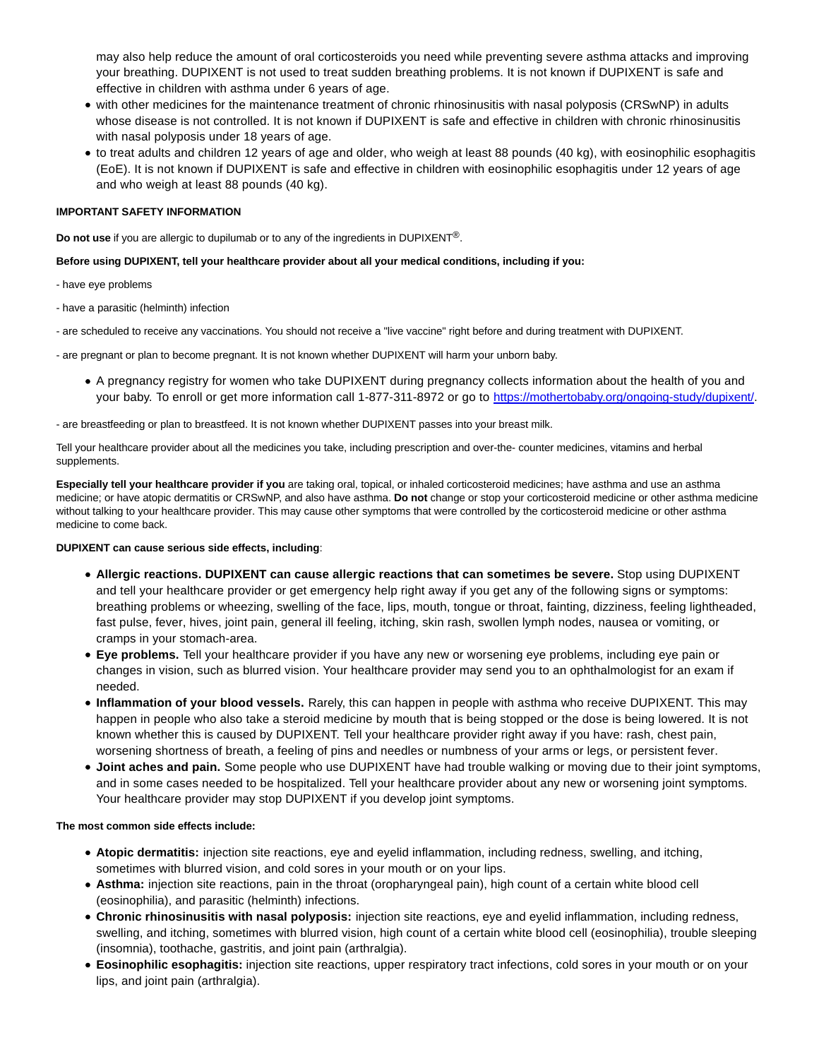may also help reduce the amount of oral corticosteroids you need while preventing severe asthma attacks and improving your breathing. DUPIXENT is not used to treat sudden breathing problems. It is not known if DUPIXENT is safe and effective in children with asthma under 6 years of age.

- with other medicines for the maintenance treatment of chronic rhinosinusitis with nasal polyposis (CRSwNP) in adults whose disease is not controlled. It is not known if DUPIXENT is safe and effective in children with chronic rhinosinusitis with nasal polyposis under 18 years of age.
- to treat adults and children 12 years of age and older, who weigh at least 88 pounds (40 kg), with eosinophilic esophagitis (EoE). It is not known if DUPIXENT is safe and effective in children with eosinophilic esophagitis under 12 years of age and who weigh at least 88 pounds (40 kg).

**IMPORTANT SAFETY INFORMATION**

**Do not use** if you are allergic to dupilumab or to any of the ingredients in DUPIXENT®.

**Before using DUPIXENT, tell your healthcare provider about all your medical conditions, including if you:**

- have eye problems

- have a parasitic (helminth) infection

- are scheduled to receive any vaccinations. You should not receive a "live vaccine" right before and during treatment with DUPIXENT.

- are pregnant or plan to become pregnant. It is not known whether DUPIXENT will harm your unborn baby.

- A pregnancy registry for women who take DUPIXENT during pregnancy collects information about the health of you and your baby. To enroll or get more information call 1-877-311-8972 or go to https://mothertobaby.org/ongoing-study/dupixent/.

- are breastfeeding or plan to breastfeed. It is not known whether DUPIXENT passes into your breast milk.

Tell your healthcare provider about all the medicines you take, including prescription and over-the- counter medicines, vitamins and herbal supplements.

**Especially tell your healthcare provider if you** are taking oral, topical, or inhaled corticosteroid medicines; have asthma and use an asthma medicine; or have atopic dermatitis or CRSwNP, and also have asthma. **Do not** change or stop your corticosteroid medicine or other asthma medicine without talking to your healthcare provider. This may cause other symptoms that were controlled by the corticosteroid medicine or other asthma medicine to come back.

**DUPIXENT can cause serious side effects, including**:

- **Allergic reactions. DUPIXENT can cause allergic reactions that can sometimes be severe.** Stop using DUPIXENT and tell your healthcare provider or get emergency help right away if you get any of the following signs or symptoms: breathing problems or wheezing, swelling of the face, lips, mouth, tongue or throat, fainting, dizziness, feeling lightheaded, fast pulse, fever, hives, joint pain, general ill feeling, itching, skin rash, swollen lymph nodes, nausea or vomiting, or cramps in your stomach-area.
- **Eye problems.** Tell your healthcare provider if you have any new or worsening eye problems, including eye pain or changes in vision, such as blurred vision. Your healthcare provider may send you to an ophthalmologist for an exam if needed.
- **Inflammation of your blood vessels.** Rarely, this can happen in people with asthma who receive DUPIXENT. This may happen in people who also take a steroid medicine by mouth that is being stopped or the dose is being lowered. It is not known whether this is caused by DUPIXENT. Tell your healthcare provider right away if you have: rash, chest pain, worsening shortness of breath, a feeling of pins and needles or numbness of your arms or legs, or persistent fever.
- **Joint aches and pain.** Some people who use DUPIXENT have had trouble walking or moving due to their joint symptoms, and in some cases needed to be hospitalized. Tell your healthcare provider about any new or worsening joint symptoms. Your healthcare provider may stop DUPIXENT if you develop joint symptoms.

**The most common side effects include:**

- **Atopic dermatitis:** injection site reactions, eye and eyelid inflammation, including redness, swelling, and itching, sometimes with blurred vision, and cold sores in your mouth or on your lips.
- **Asthma:** injection site reactions, pain in the throat (oropharyngeal pain), high count of a certain white blood cell (eosinophilia), and parasitic (helminth) infections.
- **Chronic rhinosinusitis with nasal polyposis:** injection site reactions, eye and eyelid inflammation, including redness, swelling, and itching, sometimes with blurred vision, high count of a certain white blood cell (eosinophilia), trouble sleeping (insomnia), toothache, gastritis, and joint pain (arthralgia).
- **Eosinophilic esophagitis:** injection site reactions, upper respiratory tract infections, cold sores in your mouth or on your lips, and joint pain (arthralgia).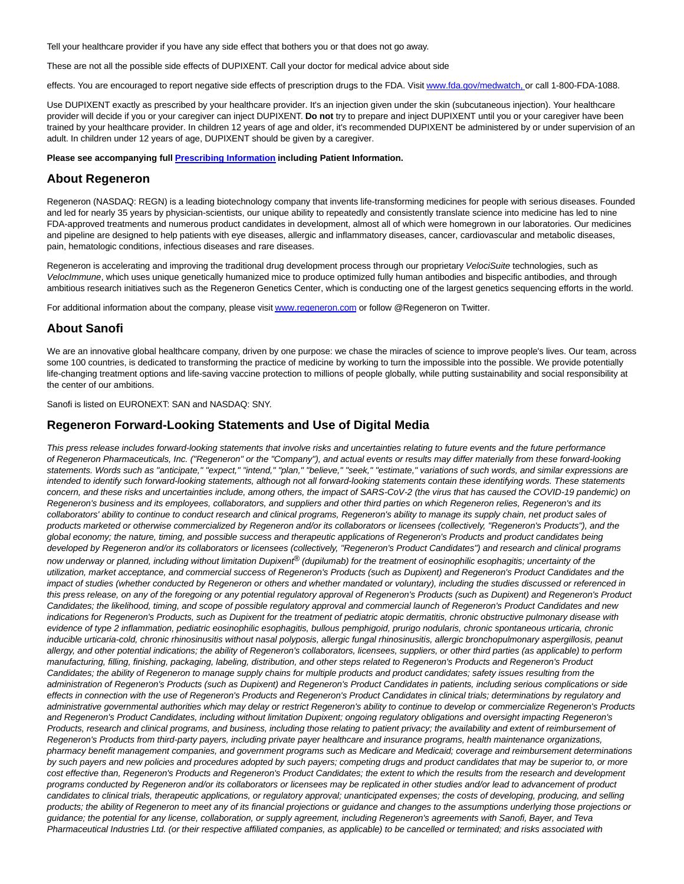Tell your healthcare provider if you have any side effect that bothers you or that does not go away.

These are not all the possible side effects of DUPIXENT. Call your doctor for medical advice about side

effects. You are encouraged to report negative side effects of prescription drugs to the FDA. Visit [www.fda.gov/medwatch,](http://www.fda.gov/medwatch) or call 1-800-FDA-1088.

Use DUPIXENT exactly as prescribed by your healthcare provider. It's an injection given under the skin (subcutaneous injection). Your healthcare provider will decide if you or your caregiver can inject DUPIXENT. **Do not** try to prepare and inject DUPIXENT until you or your caregiver have been trained by your healthcare provider. In children 12 years of age and older, it's recommended DUPIXENT be administered by or under supervision of an adult. In children under 12 years of age, DUPIXENT should be given by a caregiver.

**Please see accompanying full Prescribing Information including Patient Information.**

## About Regeneron

Regeneron (NASDAQ: REGN) is a leading biotechnology company that invents life-transforming medicines for people with serious diseases. Founded and led for nearly 35 years by physician-scientists, our unique ability to repeatedly and consistently translate science into medicine has led to nine FDA-approved treatments and numerous product candidates in development, almost all of which were homegrown in our laboratories. Our medicines and pipeline are designed to help patients with eye diseases, allergic and inflammatory diseases, cancer, cardiovascular and metabolic diseases, pain, hematologic conditions, infectious diseases and rare diseases.

Regeneron is accelerating and improving the traditional drug development process through our proprietary *VelociSuite* technologies, such as *VelocImmune*, which uses unique genetically humanized mice to produce optimized fully human antibodies and bispecific antibodies, and through ambitious research initiatives such as the Regeneron Genetics Center, which is conducting one of the largest genetics sequencing efforts in the world.

For additional information about the company, please visit [www.regeneron.com](http://www.regeneron.com) or follow @Regeneron on Twitter.

## About Sanofi

We are an innovative global healthcare company, driven by one purpose: we chase the miracles of science to improve people's lives. Our team, across some 100 countries, is dedicated to transforming the practice of medicine by working to turn the impossible into the possible. We provide potentially life-changing treatment options and life-saving vaccine protection to millions of people globally, while putting sustainability and social responsibility at the center of our ambitions.

Sanofi is listed on EURONEXT: SAN and NASDAQ: SNY.

## Regeneron Forward-Looking Statements and Use of Digital Media

*This press release includes forward-looking statements that involve risks and uncertainties relating to future events and the future performance of Regeneron Pharmaceuticals, Inc. ("Regeneron" or the "Company"), and actual events or results may differ materially from these forward-looking statements. Words such as "anticipate," "expect," "intend," "plan," "believe," "seek," "estimate," variations of such words, and similar expressions are intended to identify such forward-looking statements, although not all forward-looking statements contain these identifying words. These statements concern, and these risks and uncertainties include, among others, the impact of SARS-CoV-2 (the virus that has caused the COVID-19 pandemic) on Regeneron's business and its employees, collaborators, and suppliers and other third parties on which Regeneron relies, Regeneron's and its collaborators' ability to continue to conduct research and clinical programs, Regeneron's ability to manage its supply chain, net product sales of products marketed or otherwise commercialized by Regeneron and/or its collaborators or licensees (collectively, "Regeneron's Products"), and the global economy; the nature, timing, and possible success and therapeutic applications of Regeneron's Products and product candidates being developed by Regeneron and/or its collaborators or licensees (collectively, "Regeneron's Product Candidates") and research and clinical programs now underway or planned, including without limitation Dupixent® (dupilumab) for the treatment of eosinophilic esophagitis; uncertainty of the utilization, market acceptance, and commercial success of Regeneron's Products (such as Dupixent) and Regeneron's Product Candidates and the impact of studies (whether conducted by Regeneron or others and whether mandated or voluntary), including the studies discussed or referenced in this press release, on any of the foregoing or any potential regulatory approval of Regeneron's Products (such as Dupixent) and Regeneron's Product Candidates; the likelihood, timing, and scope of possible regulatory approval and commercial launch of Regeneron's Product Candidates and new indications for Regeneron's Products, such as Dupixent for the treatment of pediatric atopic dermatitis, chronic obstructive pulmonary disease with evidence of type 2 inflammation, pediatric eosinophilic esophagitis, bullous pemphigoid, prurigo nodularis, chronic spontaneous urticaria, chronic inducible urticaria-cold, chronic rhinosinusitis without nasal polyposis, allergic fungal rhinosinusitis, allergic bronchopulmonary aspergillosis, peanut allergy, and other potential indications; the ability of Regeneron's collaborators, licensees, suppliers, or other third parties (as applicable) to perform manufacturing, filling, finishing, packaging, labeling, distribution, and other steps related to Regeneron's Products and Regeneron's Product Candidates; the ability of Regeneron to manage supply chains for multiple products and product candidates; safety issues resulting from the administration of Regeneron's Products (such as Dupixent) and Regeneron's Product Candidates in patients, including serious complications or side effects in connection with the use of Regeneron's Products and Regeneron's Product Candidates in clinical trials; determinations by regulatory and administrative governmental authorities which may delay or restrict Regeneron's ability to continue to develop or commercialize Regeneron's Products and Regeneron's Product Candidates, including without limitation Dupixent; ongoing regulatory obligations and oversight impacting Regeneron's Products, research and clinical programs, and business, including those relating to patient privacy; the availability and extent of reimbursement of Regeneron's Products from third-party payers, including private payer healthcare and insurance programs, health maintenance organizations, pharmacy benefit management companies, and government programs such as Medicare and Medicaid; coverage and reimbursement determinations by such payers and new policies and procedures adopted by such payers; competing drugs and product candidates that may be superior to, or more cost effective than, Regeneron's Products and Regeneron's Product Candidates; the extent to which the results from the research and development programs conducted by Regeneron and/or its collaborators or licensees may be replicated in other studies and/or lead to advancement of product candidates to clinical trials, therapeutic applications, or regulatory approval; unanticipated expenses; the costs of developing, producing, and selling products; the ability of Regeneron to meet any of its financial projections or guidance and changes to the assumptions underlying those projections or guidance; the potential for any license, collaboration, or supply agreement, including Regeneron's agreements with Sanofi, Bayer, and Teva Pharmaceutical Industries Ltd. (or their respective affiliated companies, as applicable) to be cancelled or terminated; and risks associated with*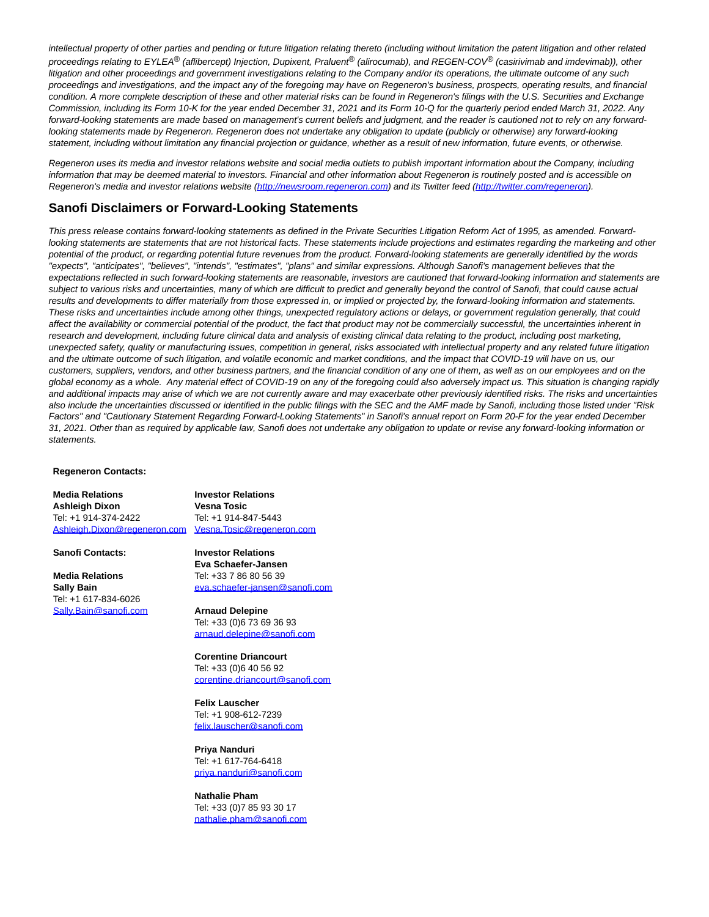*intellectual property of other parties and pending or future litigation relating thereto (including without limitation the patent litigation and other related proceedings relating to EYLEA® (aflibercept) Injection, Dupixent, Praluent® (alirocumab), and REGEN-COV® (casirivimab and imdevimab)), other litigation and other proceedings and government investigations relating to the Company and/or its operations, the ultimate outcome of any such proceedings and investigations, and the impact any of the foregoing may have on Regeneron's business, prospects, operating results, and financial condition. A more complete description of these and other material risks can be found in Regeneron's filings with the U.S. Securities and Exchange Commission, including its Form 10-K for the year ended December 31, 2021 and its Form 10-Q for the quarterly period ended March 31, 2022. Any forward-looking statements are made based on management's current beliefs and judgment, and the reader is cautioned not to rely on any forward-looking statements made by Regeneron. Regeneron does not undertake any obligation to update (publicly or otherwise) any forward-looking statement, including without limitation any financial projection or guidance, whether as a result of new information, future events, or otherwise.*

*Regeneron uses its media and investor relations website and social media outlets to publish important information about the Company, including information that may be deemed material to investors. Financial and other information about Regeneron is routinely posted and is accessible on Regeneron's media and investor relations website ([http://newsroom.regeneron.com](http://newsroom.regeneron.com)) and its Twitter feed ([http://twitter.com/regeneron](http://twitter.com/regeneron)).*

## Sanofi Disclaimers or Forward-Looking Statements

*This press release contains forward-looking statements as defined in the Private Securities Litigation Reform Act of 1995, as amended. Forward-looking statements are statements that are not historical facts. These statements include projections and estimates regarding the marketing and other potential of the product, or regarding potential future revenues from the product. Forward-looking statements are generally identified by the words "expects", "anticipates", "believes", "intends", "estimates", "plans" and similar expressions. Although Sanofi's management believes that the expectations reflected in such forward-looking statements are reasonable, investors are cautioned that forward-looking information and statements are subject to various risks and uncertainties, many of which are difficult to predict and generally beyond the control of Sanofi, that could cause actual results and developments to differ materially from those expressed in, or implied or projected by, the forward-looking information and statements. These risks and uncertainties include among other things, unexpected regulatory actions or delays, or government regulation generally, that could affect the availability or commercial potential of the product, the fact that product may not be commercially successful, the uncertainties inherent in research and development, including future clinical data and analysis of existing clinical data relating to the product, including post marketing, unexpected safety, quality or manufacturing issues, competition in general, risks associated with intellectual property and any related future litigation and the ultimate outcome of such litigation, and volatile economic and market conditions, and the impact that COVID-19 will have on us, our customers, suppliers, vendors, and other business partners, and the financial condition of any one of them, as well as on our employees and on the global economy as a whole. Any material effect of COVID-19 on any of the foregoing could also adversely impact us. This situation is changing rapidly and additional impacts may arise of which we are not currently aware and may exacerbate other previously identified risks. The risks and uncertainties also include the uncertainties discussed or identified in the public filings with the SEC and the AMF made by Sanofi, including those listed under "Risk Factors" and "Cautionary Statement Regarding Forward-Looking Statements" in Sanofi's annual report on Form 20-F for the year ended December 31, 2021. Other than as required by applicable law, Sanofi does not undertake any obligation to update or revise any forward-looking information or statements.*

**Regeneron Contacts:**

**Media Relations**
**Ashleigh Dixon**
Tel: +1 914-374-2422
[Ashleigh.Dixon@regeneron.com](mailto:Ashleigh.Dixon@regeneron.com)

**Investor Relations**
**Vesna Tosic**
Tel: +1 914-847-5443
[Vesna.Tosic@regeneron.com](mailto:Vesna.Tosic@regeneron.com)

**Sanofi Contacts:**

**Media Relations**
**Sally Bain**
Tel: +1 617-834-6026
[Sally.Bain@sanofi.com](mailto:Sally.Bain@sanofi.com)

**Investor Relations**
**Eva Schaefer-Jansen**
Tel: +33 7 86 80 56 39
[eva.schaefer-jansen@sanofi.com](mailto:eva.schaefer-jansen@sanofi.com)

**Arnaud Delepine**
Tel: +33 (0)6 73 69 36 93
[arnaud.delepine@sanofi.com](mailto:arnaud.delepine@sanofi.com)

**Corentine Driancourt**
Tel: +33 (0)6 40 56 92
[corentine.driancourt@sanofi.com](mailto:corentine.driancourt@sanofi.com)

**Felix Lauscher**
Tel: +1 908-612-7239
[felix.lauscher@sanofi.com](mailto:felix.lauscher@sanofi.com)

**Priya Nanduri**
Tel: +1 617-764-6418
[priya.nanduri@sanofi.com](mailto:priya.nanduri@sanofi.com)

**Nathalie Pham**
Tel: +33 (0)7 85 93 30 17
[nathalie.pham@sanofi.com](mailto:nathalie.pham@sanofi.com)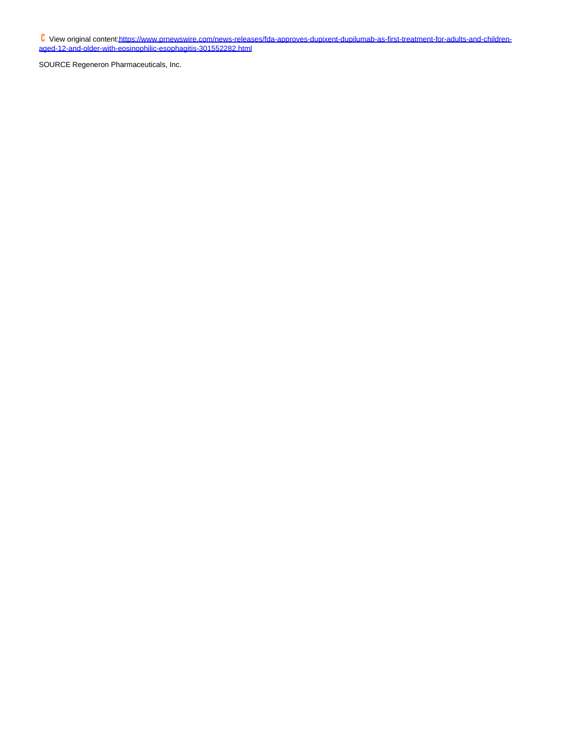View original content:https://www.prnewswire.com/news-releases/fda-approves-dupixent-dupilumab-as-first-treatment-for-adults-and-children-aged-12-and-older-with-eosinophilic-esophagitis-301552282.html

SOURCE Regeneron Pharmaceuticals, Inc.